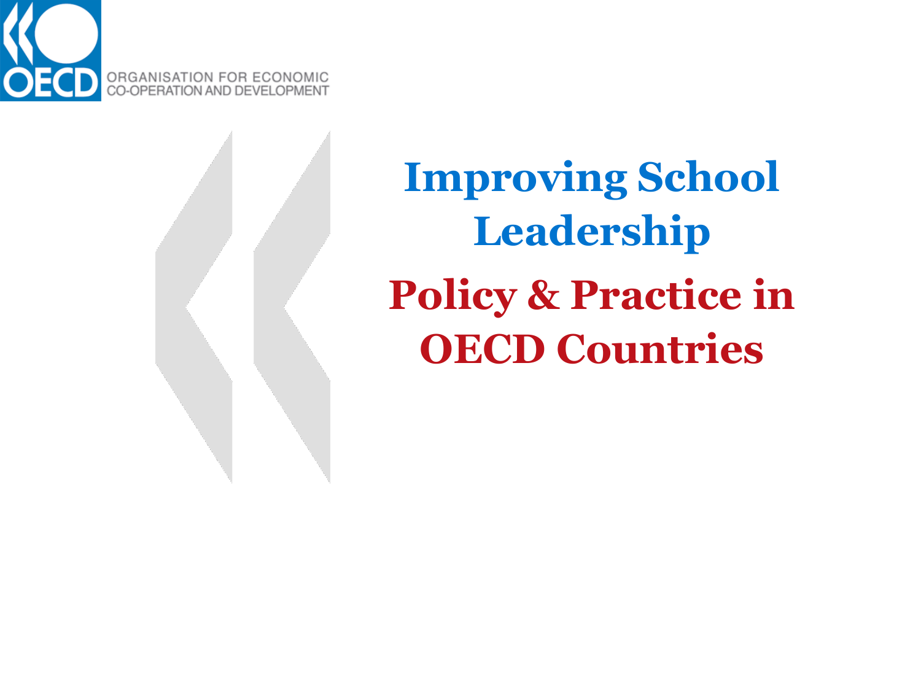ORGANISATION FOR ECONOMIC CO-OPERATION AND DEVELOPMENT

# Improving School Leadership

## Policy & Practice in OECD Countries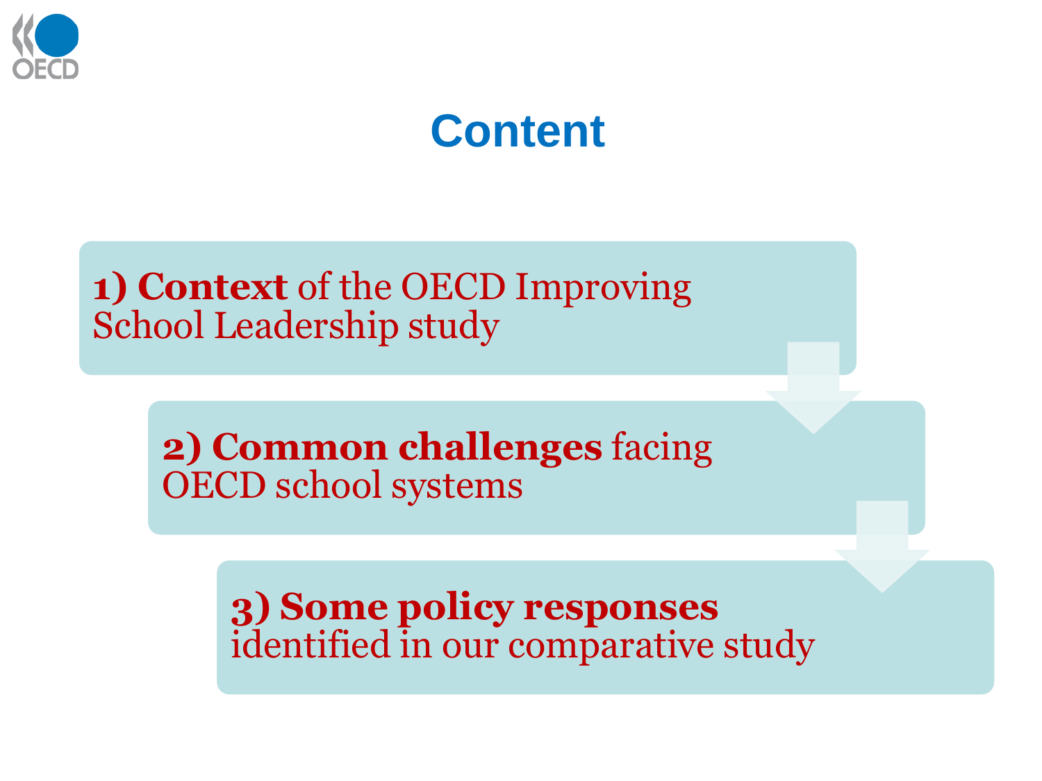# Content

1) **Context** of the OECD Improving School Leadership study

2) **Common challenges** facing OECD school systems

3) **Some policy responses** identified in our comparative study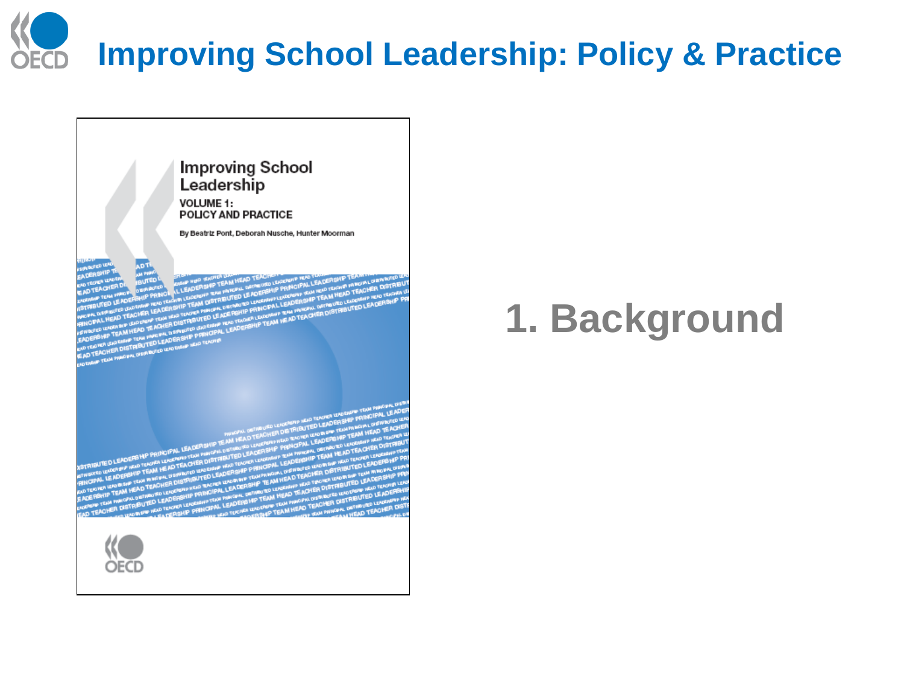# Improving School Leadership: Policy & Practice

Improving School Leadership

VOLUME 1:
POLICY AND PRACTICE

By Beatriz Pont, Deborah Nusche, Hunter Moorman

## 1. Background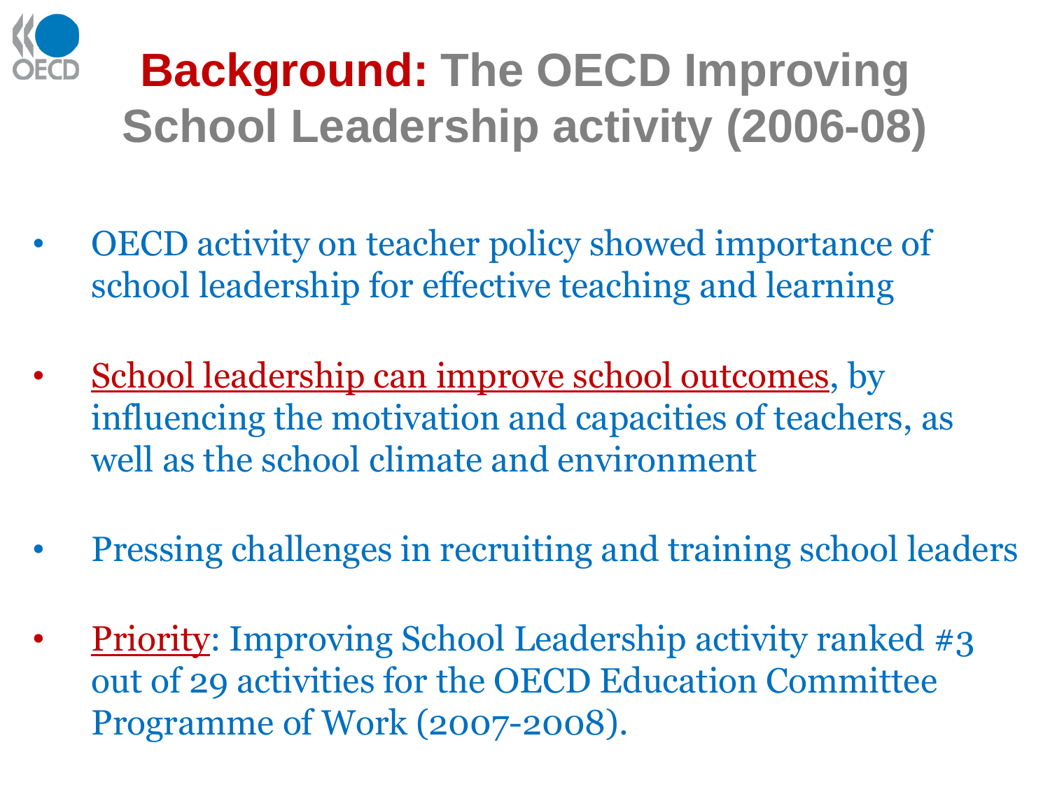# **Background:** The OECD Improving School Leadership activity (2006-08)

- OECD activity on teacher policy showed importance of school leadership for effective teaching and learning
- School leadership can improve school outcomes, by influencing the motivation and capacities of teachers, as well as the school climate and environment
- Pressing challenges in recruiting and training school leaders
- Priority: Improving School Leadership activity ranked #3 out of 29 activities for the OECD Education Committee Programme of Work (2007-2008).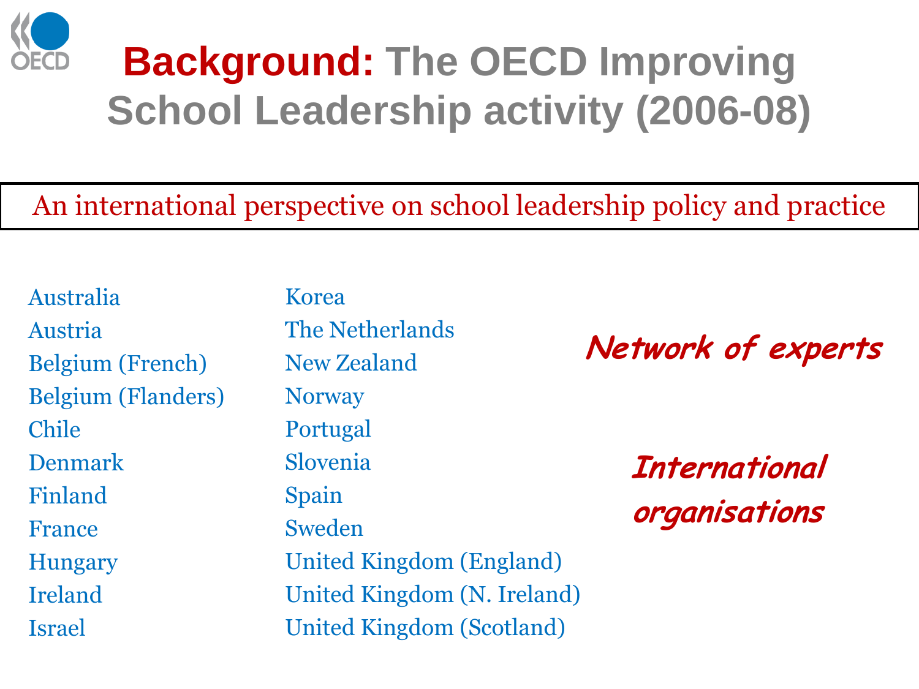# **Background:** The OECD Improving School Leadership activity (2006-08)

An international perspective on school leadership policy and practice

- Australia
- Austria
- Belgium (French)
- Belgium (Flanders)
- Chile
- Denmark
- Finland
- France
- Hungary
- Ireland
- Israel
- Korea
- The Netherlands
- New Zealand
- Norway
- Portugal
- Slovenia
- Spain
- Sweden
- United Kingdom (England)
- United Kingdom (N. Ireland)
- United Kingdom (Scotland)

***Network of experts***

***International organisations***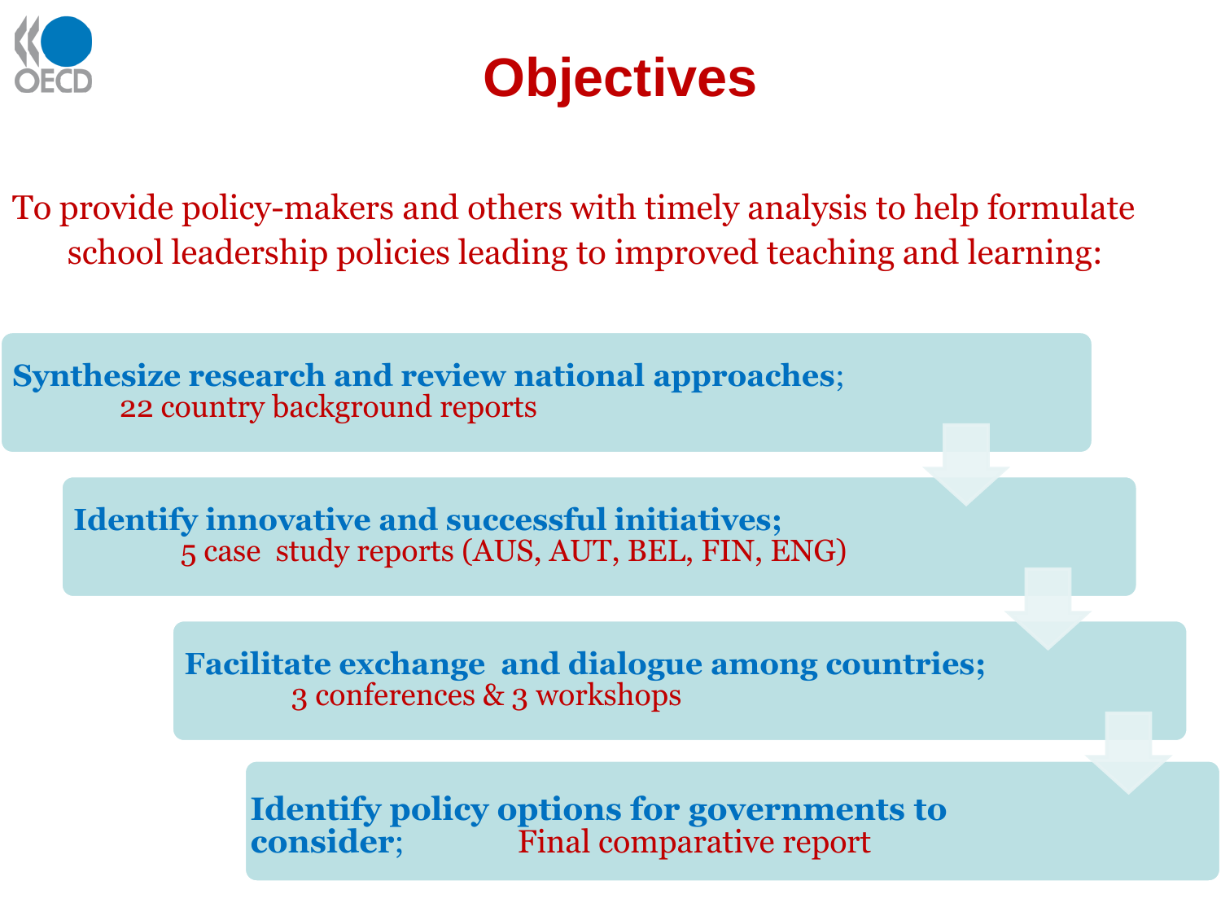# Objectives

To provide policy-makers and others with timely analysis to help formulate school leadership policies leading to improved teaching and learning:

- **Synthesize research and review national approaches**;
  22 country background reports
- **Identify innovative and successful initiatives;**
  5 case study reports (AUS, AUT, BEL, FIN, ENG)
- **Facilitate exchange and dialogue among countries;**
  3 conferences & 3 workshops
- **Identify policy options for governments to consider;** Final comparative report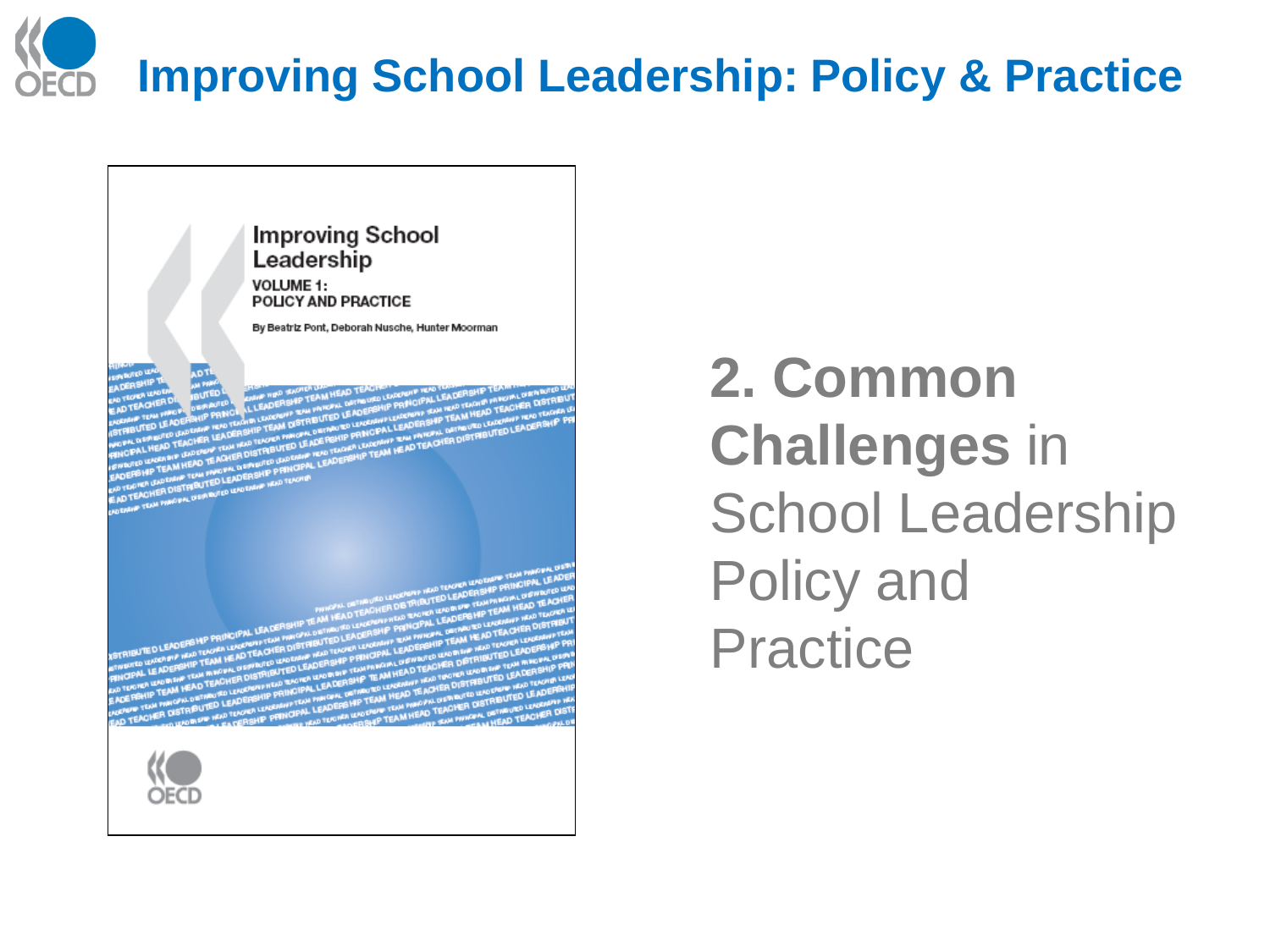# Improving School Leadership: Policy & Practice

Improving School Leadership

VOLUME 1:
POLICY AND PRACTICE

By Beatriz Pont, Deborah Nusche, Hunter Moorman

OECD

## **2. Common Challenges** in School Leadership Policy and Practice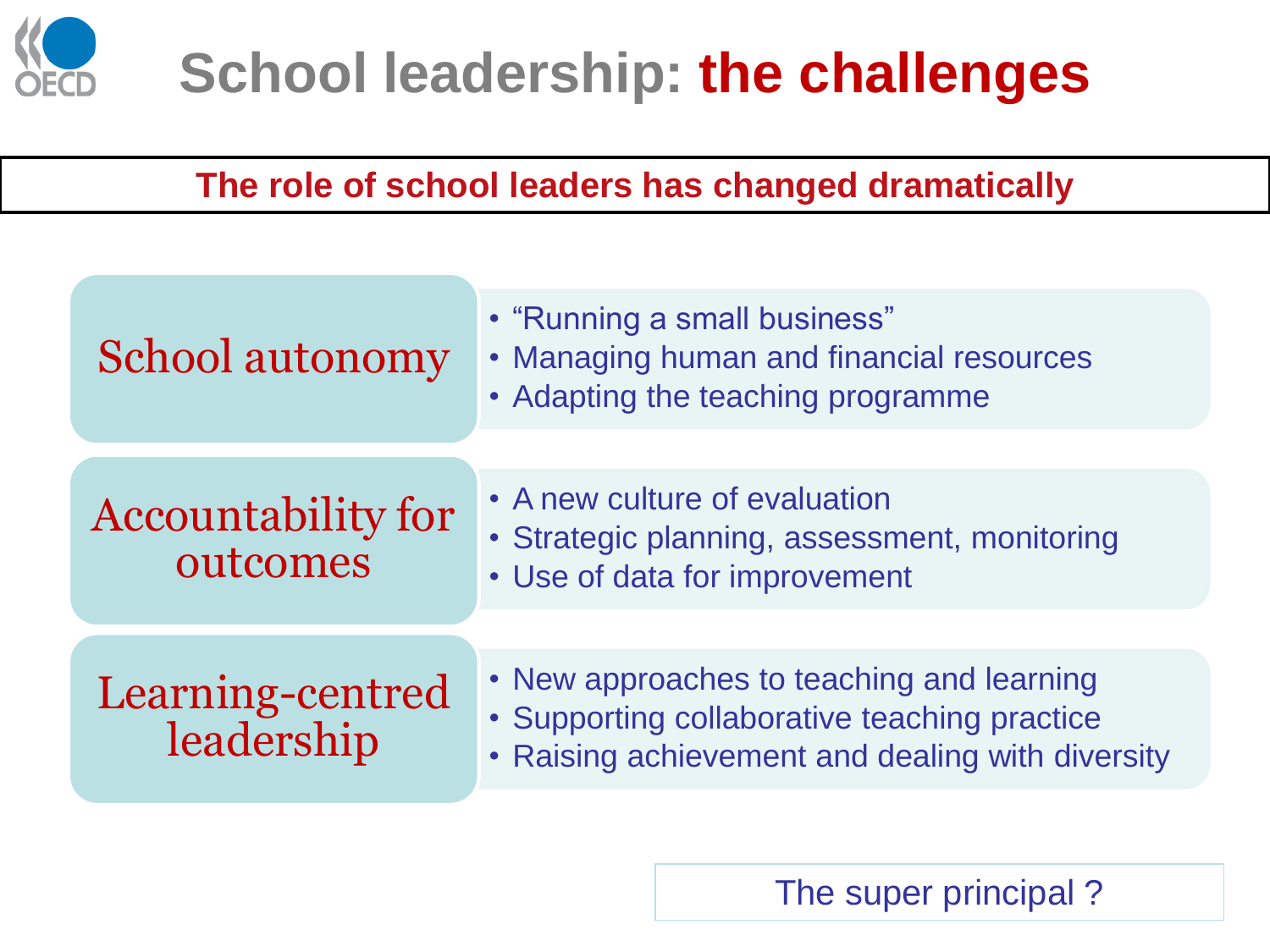# School leadership: the challenges

**The role of school leaders has changed dramatically**

## School autonomy

- "Running a small business"
- Managing human and financial resources
- Adapting the teaching programme

## Accountability for outcomes

- A new culture of evaluation
- Strategic planning, assessment, monitoring
- Use of data for improvement

## Learning-centred leadership

- New approaches to teaching and learning
- Supporting collaborative teaching practice
- Raising achievement and dealing with diversity

The super principal ?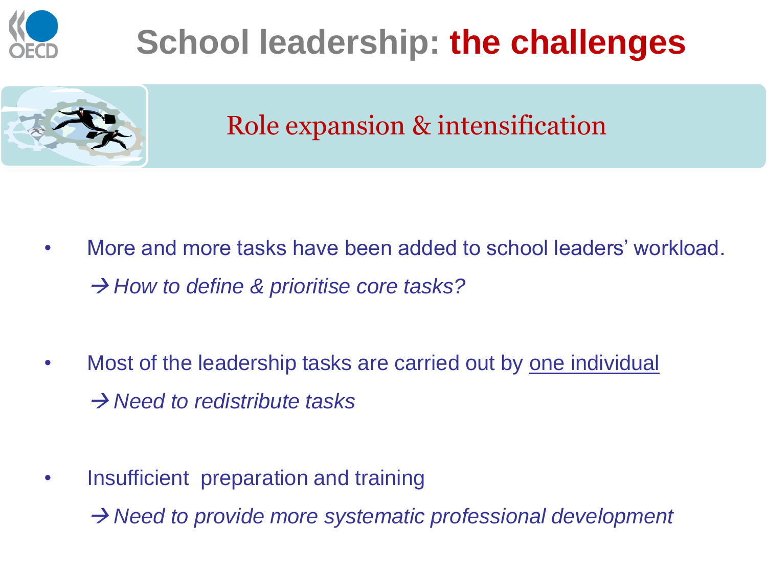# School leadership: the challenges

## Role expansion & intensification

- More and more tasks have been added to school leaders' workload.

  → *How to define & prioritise core tasks?*

- Most of the leadership tasks are carried out by <u>one individual</u>

  → *Need to redistribute tasks*

- Insufficient preparation and training

  → *Need to provide more systematic professional development*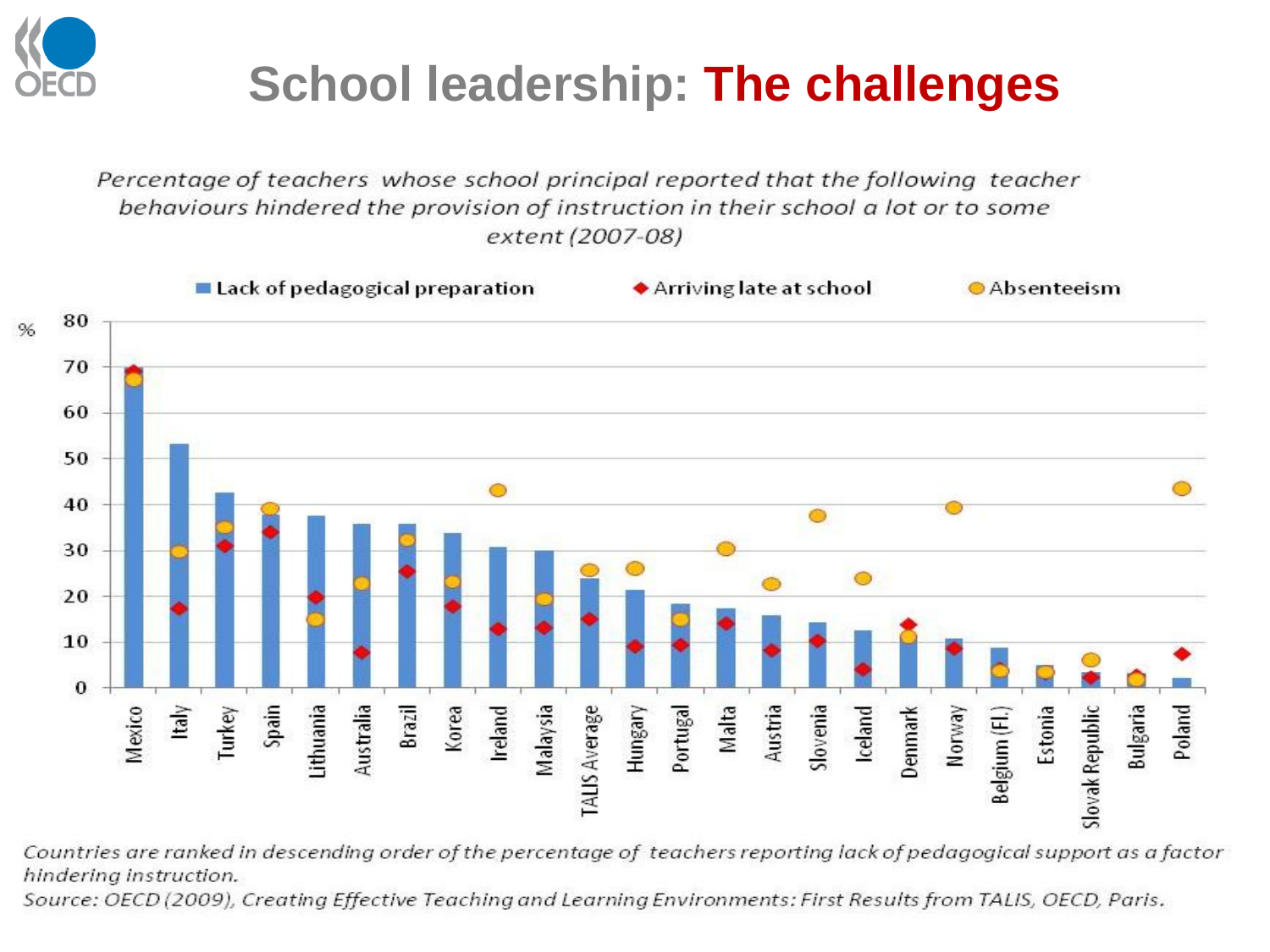# School leadership: The challenges

*Percentage of teachers whose school principal reported that the following teacher behaviours hindered the provision of instruction in their school a lot or to some extent (2007-08)*

Lack of pedagogical preparation | Arriving late at school | Absenteeism

*Countries are ranked in descending order of the percentage of teachers reporting lack of pedagogical support as a factor hindering instruction.*

*Source: OECD (2009), Creating Effective Teaching and Learning Environments: First Results from TALIS, OECD, Paris.*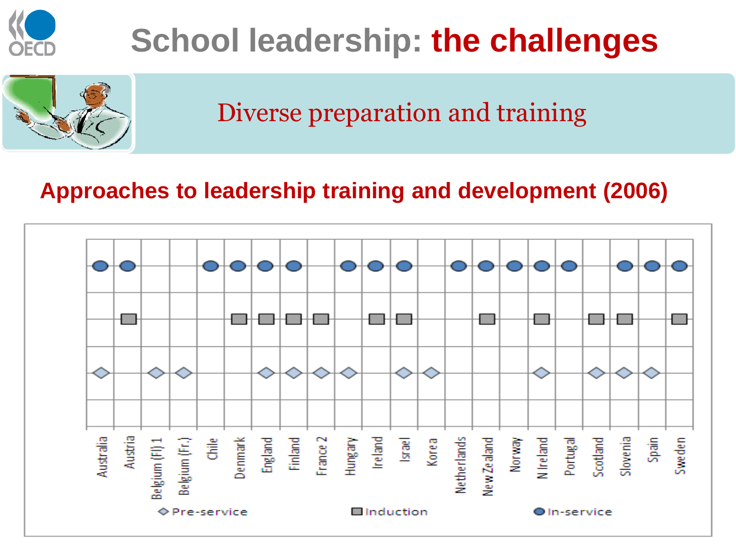# School leadership: the challenges

## Diverse preparation and training

### Approaches to leadership training and development (2006)

| Country | Pre-service | Induction | In-service |
|---|---|---|---|
| Australia | ◇ | | ● |
| Austria | | ■ | ● |
| Belgium (Fl) 1 | ◇ | | |
| Belgium (Fr.) | ◇ | | |
| Chile | | | ● |
| Denmark | | ■ | ● |
| England | ◇ | ■ | ● |
| Finland | ◇ | ■ | ● |
| France 2 | ◇ | ■ | |
| Hungary | ◇ | | ● |
| Ireland | | ■ | ● |
| Israel | ◇ | ■ | ● |
| Korea | ◇ | | |
| Netherlands | | | ● |
| New Zealand | | ■ | ● |
| Norway | | | ● |
| N Ireland | ◇ | ■ | ● |
| Portugal | | | ● |
| Scotland | ◇ | ■ | |
| Slovenia | ◇ | ■ | ● |
| Spain | ◇ | | ● |
| Sweden | | ■ | ● |

◇ Pre-service ■ Induction ● In-service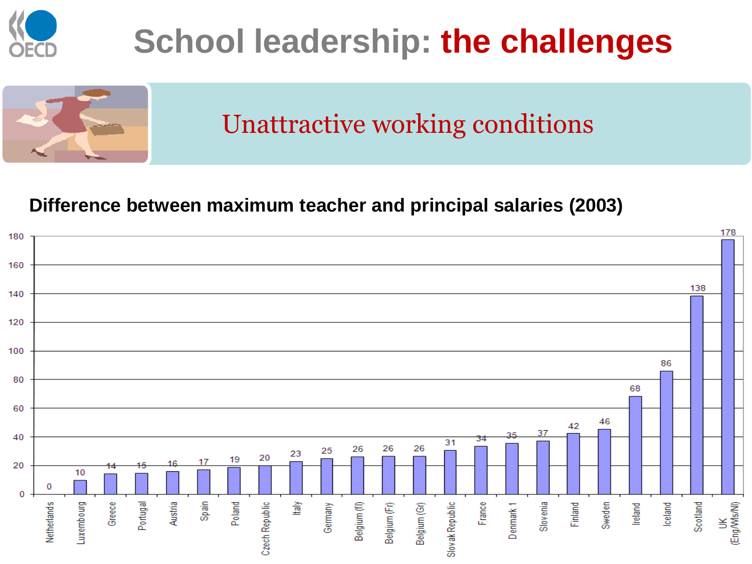# School leadership: the challenges

## Unattractive working conditions

**Difference between maximum teacher and principal salaries (2003)**

| Country | Value |
|---|---|
| Netherlands | 0 |
| Luxembourg | 10 |
| Greece | 14 |
| Portugal | 15 |
| Austria | 16 |
| Spain | 17 |
| Poland | 19 |
| Czech Republic | 20 |
| Italy | 23 |
| Germany | 25 |
| Belgium (fl) | 26 |
| Belgium (Fr) | 26 |
| Belgium (Gr) | 26 |
| Slovak Republic | 31 |
| France | 34 |
| Denmark 1 | 35 |
| Slovenia | 37 |
| Finland | 42 |
| Sweden | 46 |
| Ireland | 68 |
| Iceland | 86 |
| Scotland | 138 |
| UK (Eng/Ws/NI) | 178 |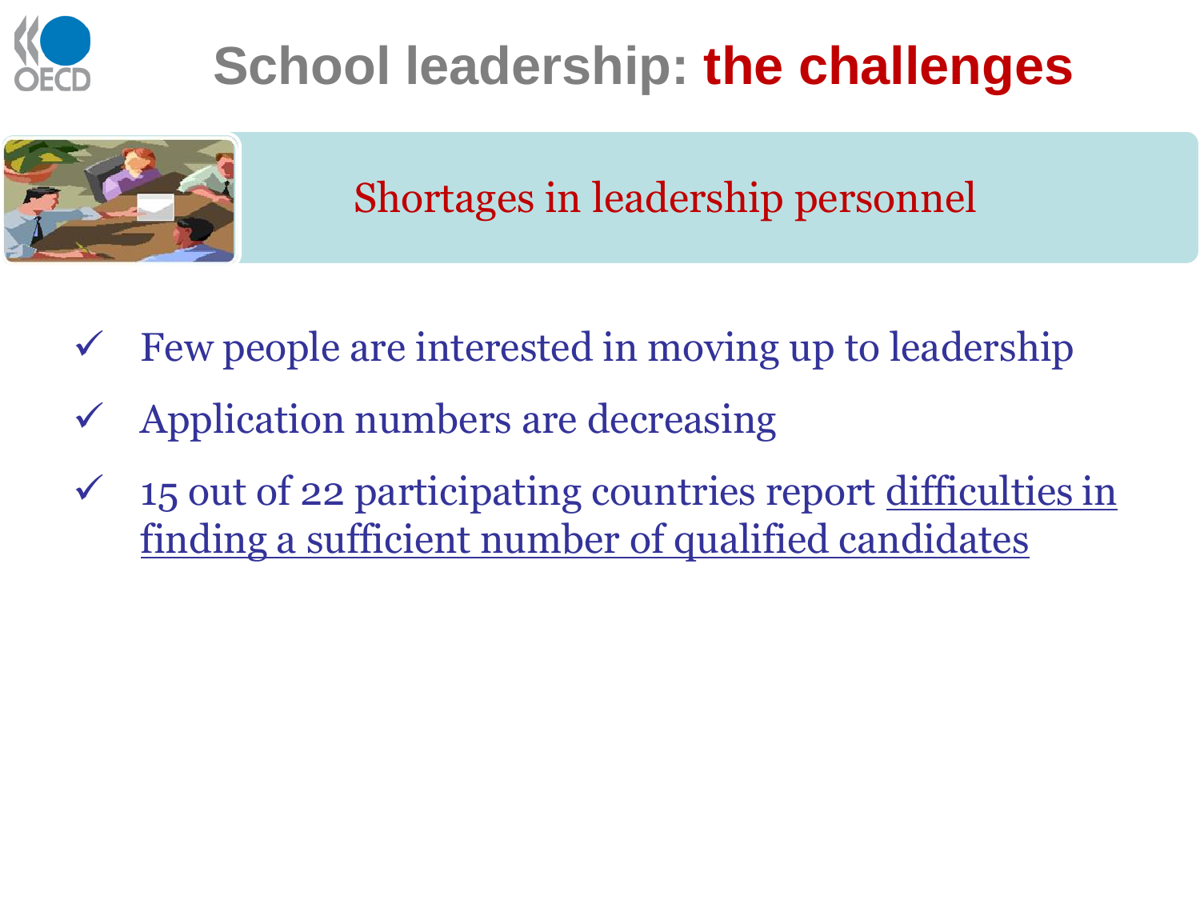# School leadership: **the challenges**

## Shortages in leadership personnel

- ✓ Few people are interested in moving up to leadership
- ✓ Application numbers are decreasing
- ✓ 15 out of 22 participating countries report <u>difficulties in finding a sufficient number of qualified candidates</u>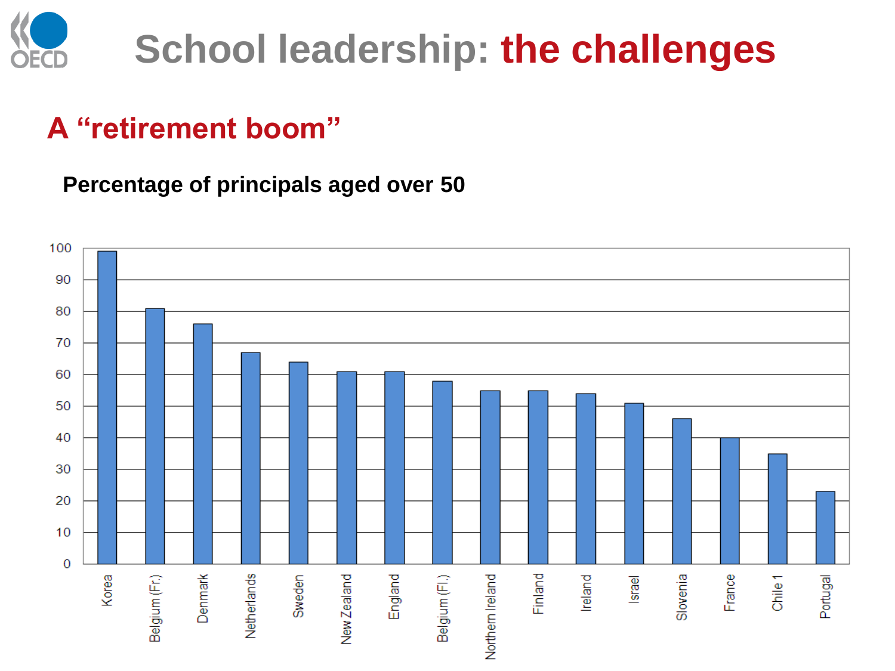# School leadership: the challenges

## A "retirement boom"

**Percentage of principals aged over 50**

| Country | Percentage |
| --- | --- |
| Korea | 99 |
| Belgium (Fr.) | 81 |
| Denmark | 76 |
| Netherlands | 67 |
| Sweden | 64 |
| New Zealand | 61 |
| England | 61 |
| Belgium (Fl.) | 58 |
| Northern Ireland | 55 |
| Finland | 55 |
| Ireland | 54 |
| Israel | 51 |
| Slovenia | 46 |
| France | 40 |
| Chile 1 | 35 |
| Portugal | 23 |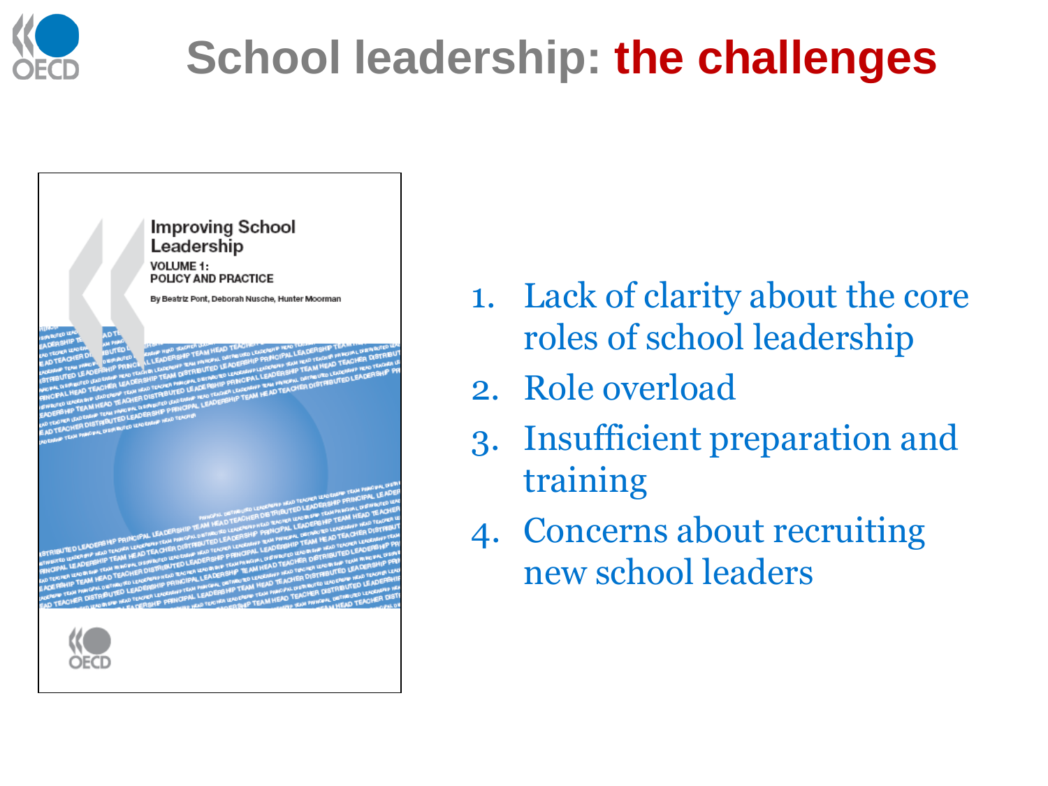# School leadership: the challenges

Improving School Leadership

VOLUME 1: POLICY AND PRACTICE

By Beatriz Pont, Deborah Nusche, Hunter Moorman

1. Lack of clarity about the core roles of school leadership
2. Role overload
3. Insufficient preparation and training
4. Concerns about recruiting new school leaders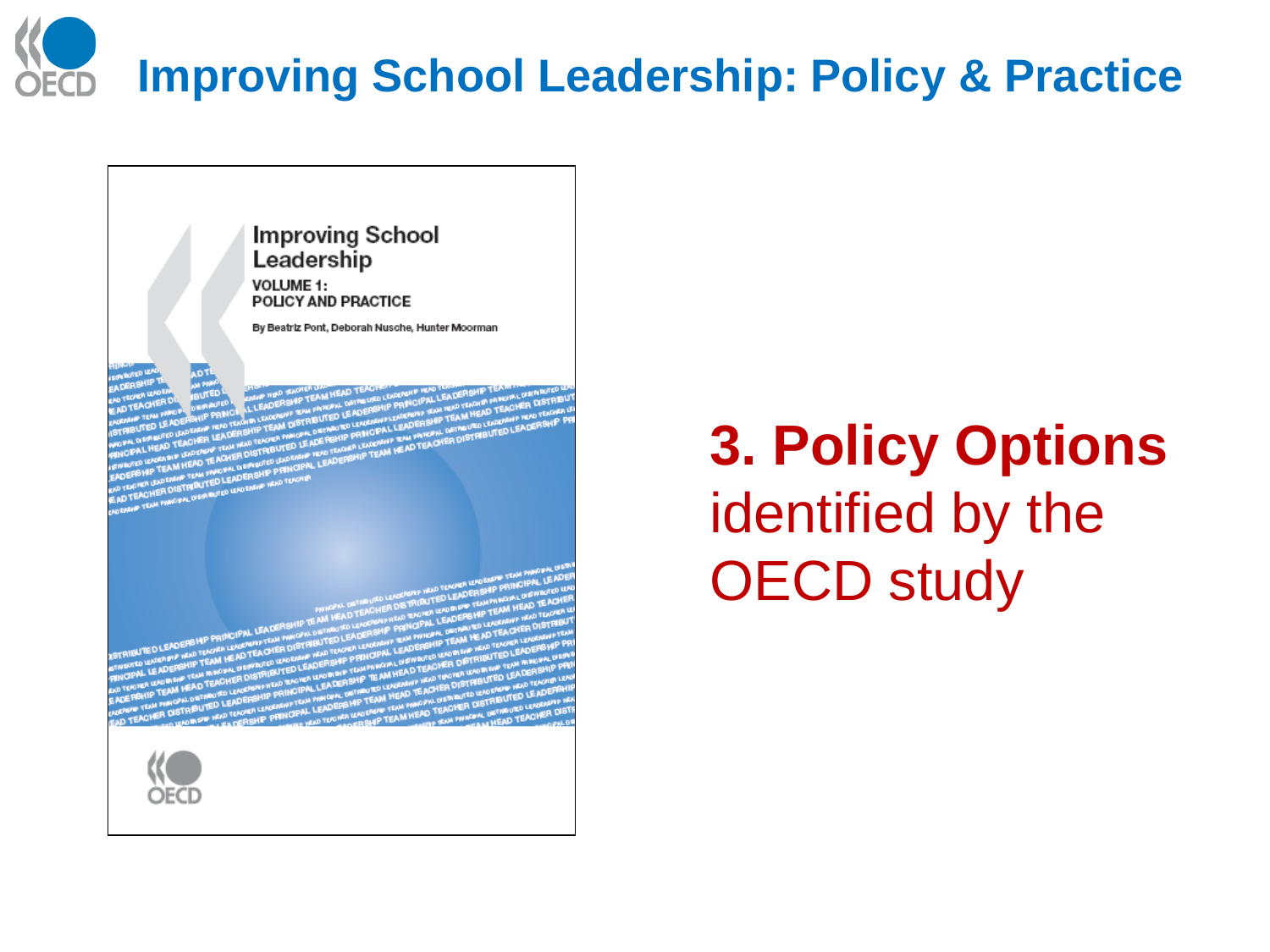# Improving School Leadership: Policy & Practice

Improving School Leadership

VOLUME 1:
POLICY AND PRACTICE

By Beatriz Pont, Deborah Nusche, Hunter Moorman

OECD

**3. Policy Options** identified by the OECD study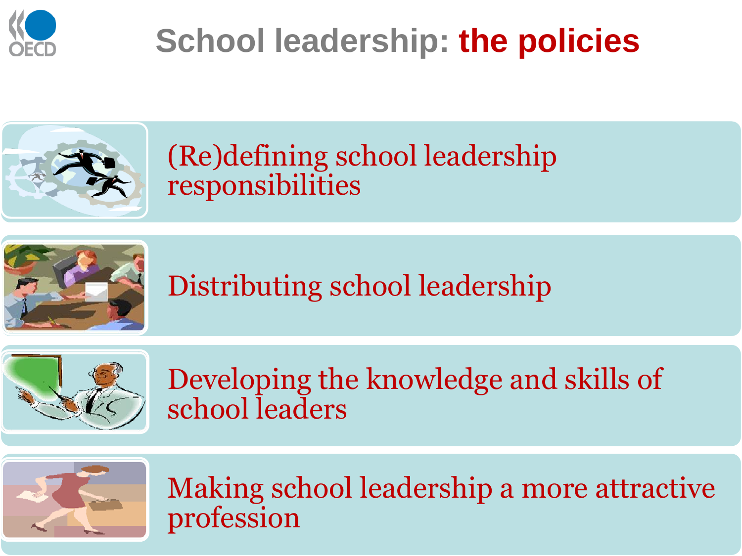# School leadership: the policies

- (Re)defining school leadership responsibilities
- Distributing school leadership
- Developing the knowledge and skills of school leaders
- Making school leadership a more attractive profession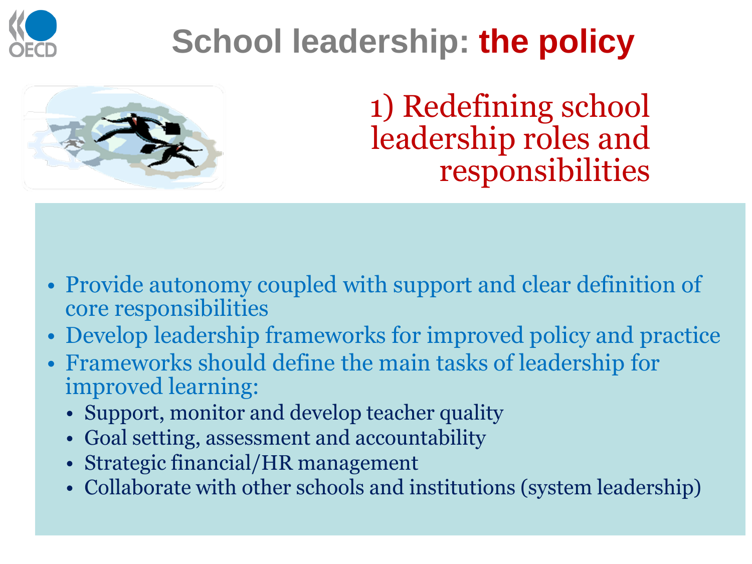# School leadership: the policy

## 1) Redefining school leadership roles and responsibilities

- Provide autonomy coupled with support and clear definition of core responsibilities
- Develop leadership frameworks for improved policy and practice
- Frameworks should define the main tasks of leadership for improved learning:
  - Support, monitor and develop teacher quality
  - Goal setting, assessment and accountability
  - Strategic financial/HR management
  - Collaborate with other schools and institutions (system leadership)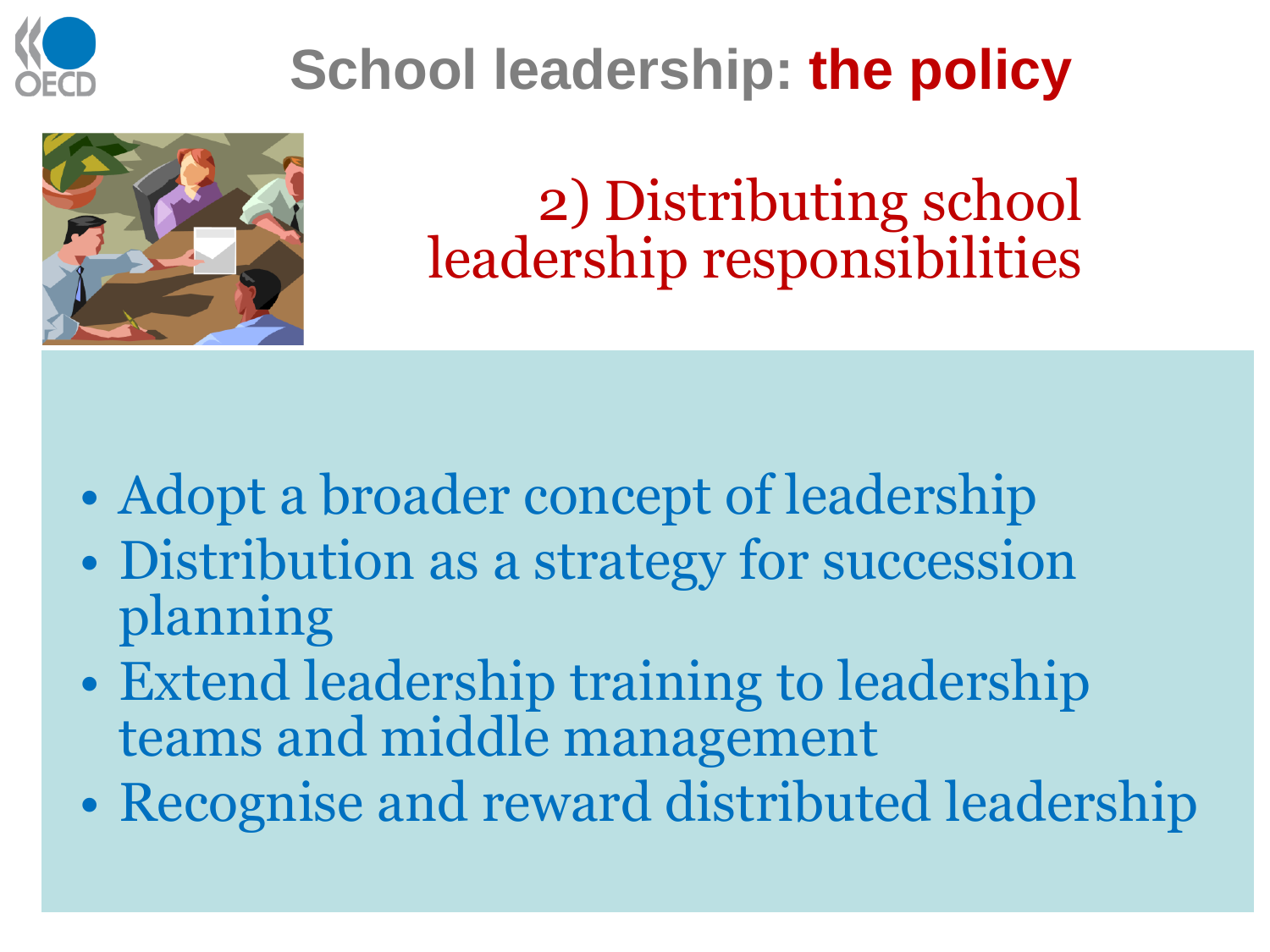# School leadership: the policy

## 2) Distributing school leadership responsibilities

- Adopt a broader concept of leadership
- Distribution as a strategy for succession planning
- Extend leadership training to leadership teams and middle management
- Recognise and reward distributed leadership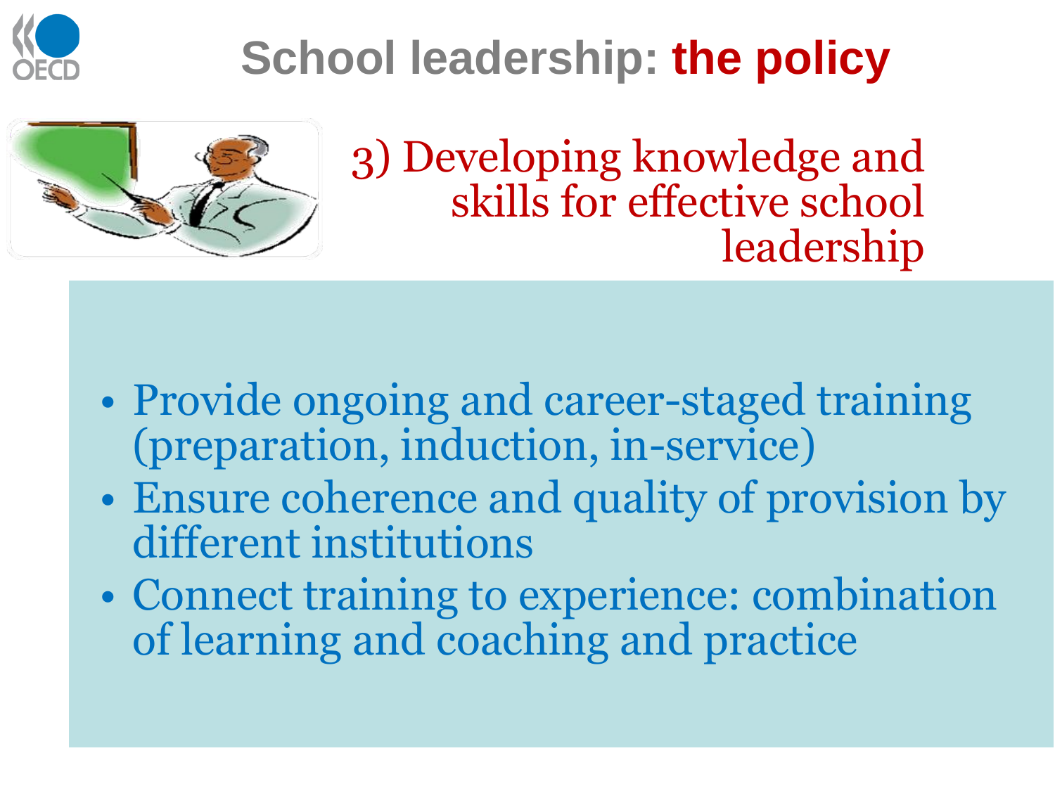# School leadership: **the policy**

## 3) Developing knowledge and skills for effective school leadership

- Provide ongoing and career-staged training (preparation, induction, in-service)
- Ensure coherence and quality of provision by different institutions
- Connect training to experience: combination of learning and coaching and practice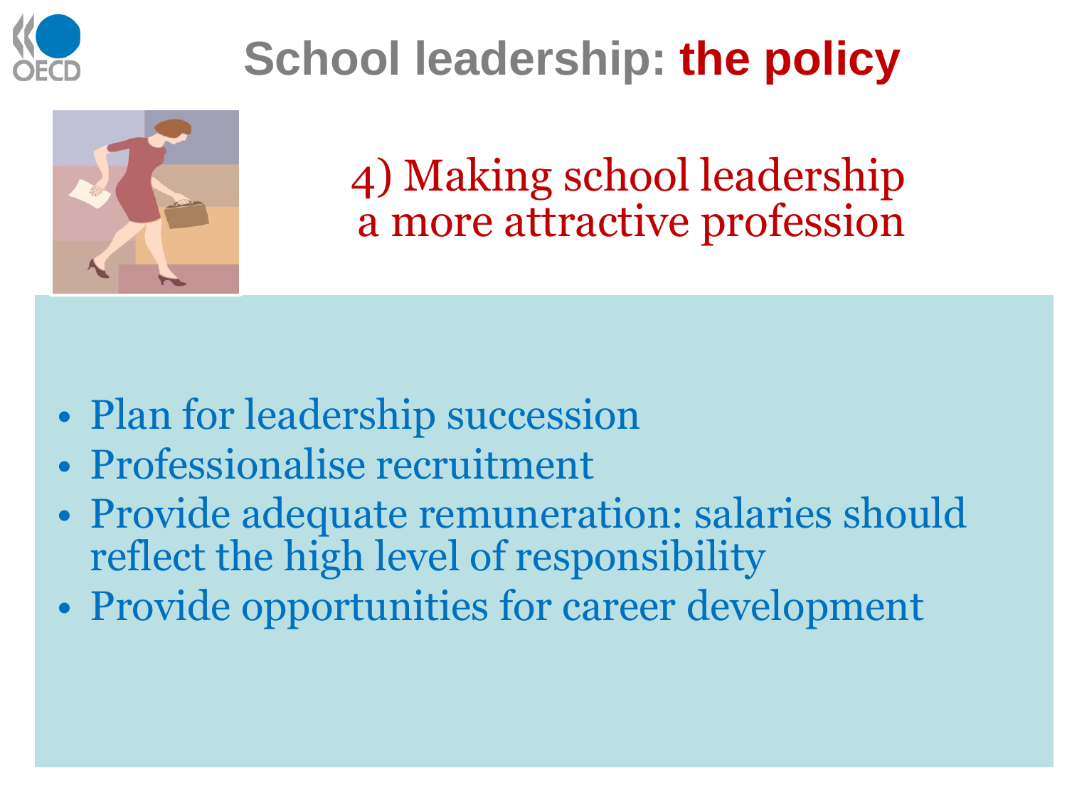# School leadership: **the policy**

## 4) Making school leadership a more attractive profession

- Plan for leadership succession
- Professionalise recruitment
- Provide adequate remuneration: salaries should reflect the high level of responsibility
- Provide opportunities for career development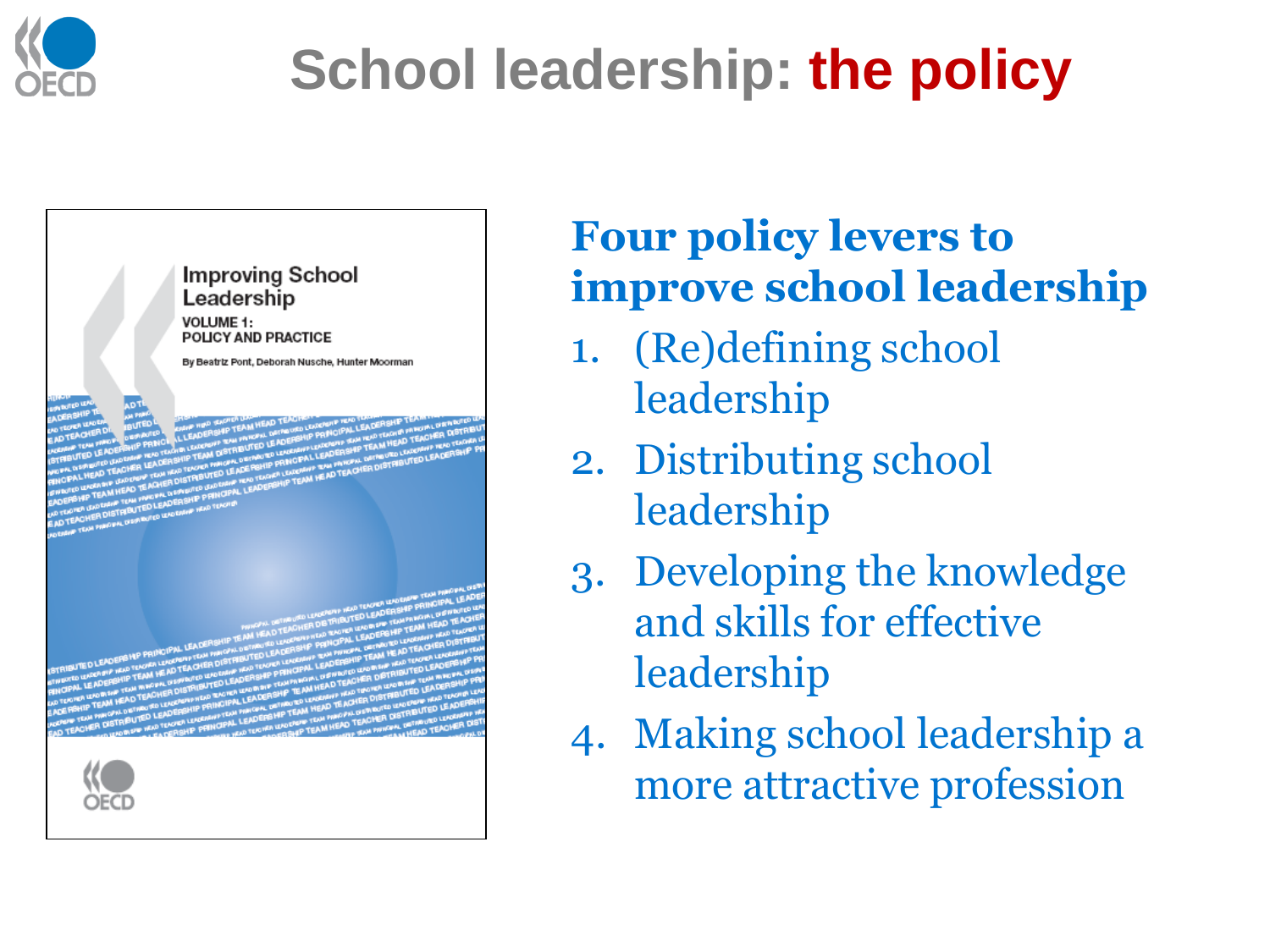# School leadership: the policy

Improving School Leadership

VOLUME 1: POLICY AND PRACTICE

By Beatriz Pont, Deborah Nusche, Hunter Moorman

## Four policy levers to improve school leadership

1. (Re)defining school leadership
2. Distributing school leadership
3. Developing the knowledge and skills for effective leadership
4. Making school leadership a more attractive profession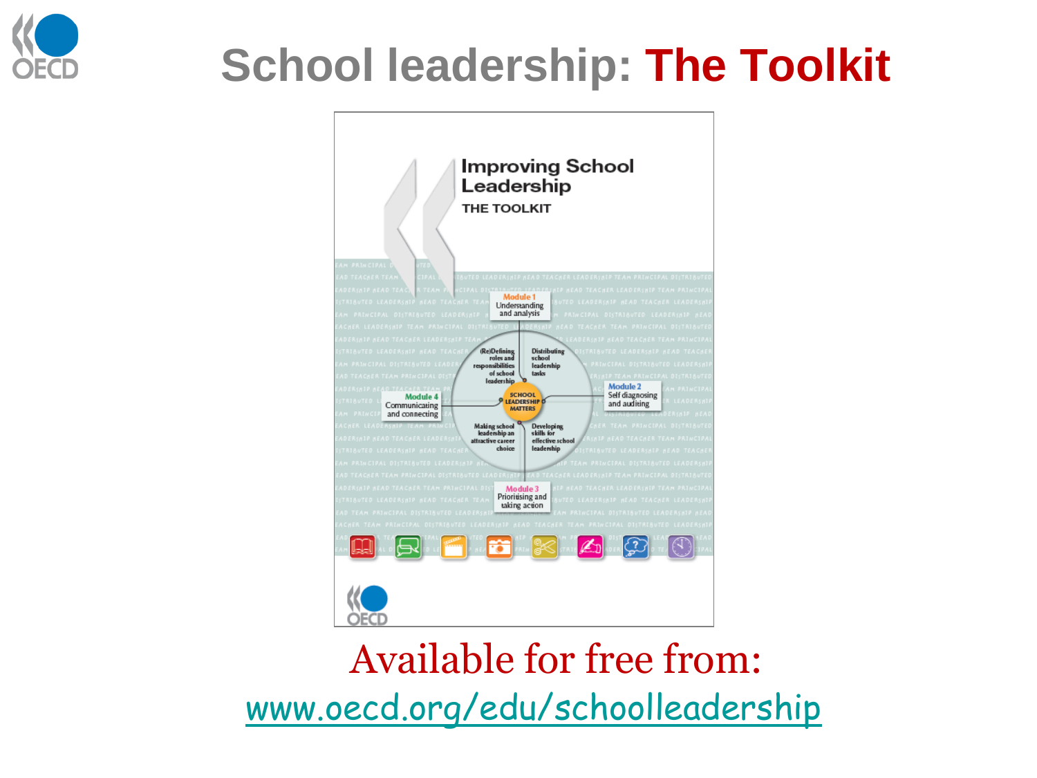# School leadership: The Toolkit

Improving School Leadership

THE TOOLKIT

Module 1
Understanding and analysis

Module 2
Self diagnosing and auditing

Module 3
Prioritising and taking action

Module 4
Communicating and connecting

SCHOOL LEADERSHIP MATTERS

(Re)Defining roles and responsibilities of school leadership

Distributing school leadership tasks

Making school leadership an attractive career choice

Developing skills for effective school leadership

Available for free from:

www.oecd.org/edu/schoolleadership